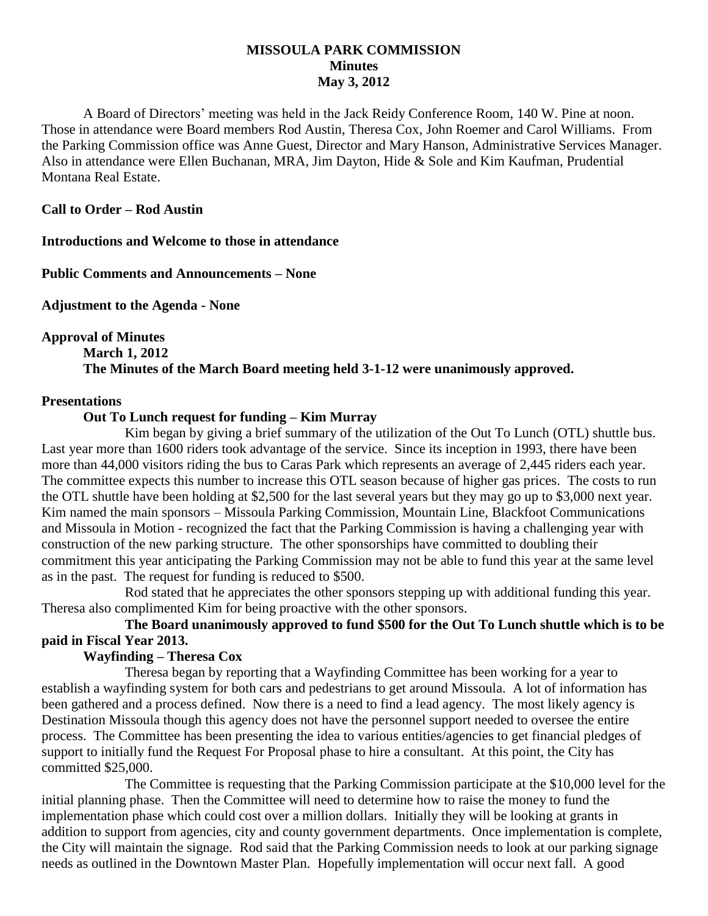# MISSOULA PARK COMMISSION
## Minutes
## May 3, 2012

A Board of Directors' meeting was held in the Jack Reidy Conference Room, 140 W. Pine at noon. Those in attendance were Board members Rod Austin, Theresa Cox, John Roemer and Carol Williams. From the Parking Commission office was Anne Guest, Director and Mary Hanson, Administrative Services Manager. Also in attendance were Ellen Buchanan, MRA, Jim Dayton, Hide & Sole and Kim Kaufman, Prudential Montana Real Estate.

**Call to Order – Rod Austin**

**Introductions and Welcome to those in attendance**

**Public Comments and Announcements – None**

**Adjustment to the Agenda - None**

**Approval of Minutes**

**March 1, 2012**

**The Minutes of the March Board meeting held 3-1-12 were unanimously approved.**

**Presentations**

**Out To Lunch request for funding – Kim Murray**

Kim began by giving a brief summary of the utilization of the Out To Lunch (OTL) shuttle bus. Last year more than 1600 riders took advantage of the service. Since its inception in 1993, there have been more than 44,000 visitors riding the bus to Caras Park which represents an average of 2,445 riders each year. The committee expects this number to increase this OTL season because of higher gas prices. The costs to run the OTL shuttle have been holding at $2,500 for the last several years but they may go up to $3,000 next year. Kim named the main sponsors – Missoula Parking Commission, Mountain Line, Blackfoot Communications and Missoula in Motion - recognized the fact that the Parking Commission is having a challenging year with construction of the new parking structure. The other sponsorships have committed to doubling their commitment this year anticipating the Parking Commission may not be able to fund this year at the same level as in the past. The request for funding is reduced to $500.

Rod stated that he appreciates the other sponsors stepping up with additional funding this year. Theresa also complimented Kim for being proactive with the other sponsors.

**The Board unanimously approved to fund $500 for the Out To Lunch shuttle which is to be paid in Fiscal Year 2013.**

**Wayfinding – Theresa Cox**

Theresa began by reporting that a Wayfinding Committee has been working for a year to establish a wayfinding system for both cars and pedestrians to get around Missoula. A lot of information has been gathered and a process defined. Now there is a need to find a lead agency. The most likely agency is Destination Missoula though this agency does not have the personnel support needed to oversee the entire process. The Committee has been presenting the idea to various entities/agencies to get financial pledges of support to initially fund the Request For Proposal phase to hire a consultant. At this point, the City has committed $25,000.

The Committee is requesting that the Parking Commission participate at the $10,000 level for the initial planning phase. Then the Committee will need to determine how to raise the money to fund the implementation phase which could cost over a million dollars. Initially they will be looking at grants in addition to support from agencies, city and county government departments. Once implementation is complete, the City will maintain the signage. Rod said that the Parking Commission needs to look at our parking signage needs as outlined in the Downtown Master Plan. Hopefully implementation will occur next fall. A good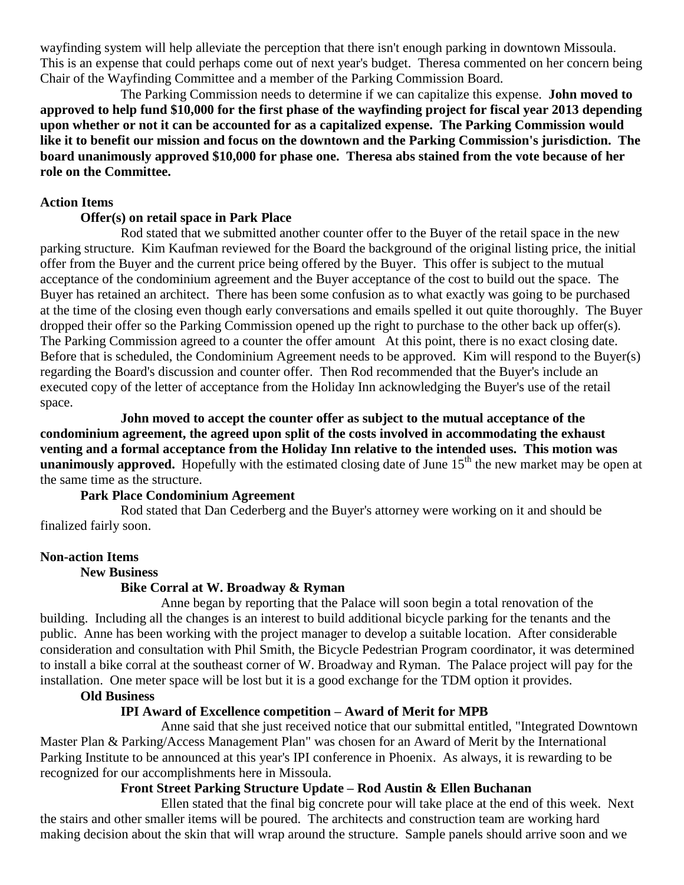wayfinding system will help alleviate the perception that there isn't enough parking in downtown Missoula. This is an expense that could perhaps come out of next year's budget. Theresa commented on her concern being Chair of the Wayfinding Committee and a member of the Parking Commission Board.

The Parking Commission needs to determine if we can capitalize this expense. **John moved to approved to help fund $10,000 for the first phase of the wayfinding project for fiscal year 2013 depending upon whether or not it can be accounted for as a capitalized expense. The Parking Commission would like it to benefit our mission and focus on the downtown and the Parking Commission's jurisdiction. The board unanimously approved $10,000 for phase one. Theresa abs stained from the vote because of her role on the Committee.**

**Action Items**

**Offer(s) on retail space in Park Place**

Rod stated that we submitted another counter offer to the Buyer of the retail space in the new parking structure. Kim Kaufman reviewed for the Board the background of the original listing price, the initial offer from the Buyer and the current price being offered by the Buyer. This offer is subject to the mutual acceptance of the condominium agreement and the Buyer acceptance of the cost to build out the space. The Buyer has retained an architect. There has been some confusion as to what exactly was going to be purchased at the time of the closing even though early conversations and emails spelled it out quite thoroughly. The Buyer dropped their offer so the Parking Commission opened up the right to purchase to the other back up offer(s). The Parking Commission agreed to a counter the offer amount At this point, there is no exact closing date. Before that is scheduled, the Condominium Agreement needs to be approved. Kim will respond to the Buyer(s) regarding the Board's discussion and counter offer. Then Rod recommended that the Buyer's include an executed copy of the letter of acceptance from the Holiday Inn acknowledging the Buyer's use of the retail space.

**John moved to accept the counter offer as subject to the mutual acceptance of the condominium agreement, the agreed upon split of the costs involved in accommodating the exhaust venting and a formal acceptance from the Holiday Inn relative to the intended uses. This motion was unanimously approved.** Hopefully with the estimated closing date of June 15th the new market may be open at the same time as the structure.

**Park Place Condominium Agreement**

Rod stated that Dan Cederberg and the Buyer's attorney were working on it and should be finalized fairly soon.

**Non-action Items**

**New Business**

**Bike Corral at W. Broadway & Ryman**

Anne began by reporting that the Palace will soon begin a total renovation of the building. Including all the changes is an interest to build additional bicycle parking for the tenants and the public. Anne has been working with the project manager to develop a suitable location. After considerable consideration and consultation with Phil Smith, the Bicycle Pedestrian Program coordinator, it was determined to install a bike corral at the southeast corner of W. Broadway and Ryman. The Palace project will pay for the installation. One meter space will be lost but it is a good exchange for the TDM option it provides.

**Old Business**

**IPI Award of Excellence competition – Award of Merit for MPB**

Anne said that she just received notice that our submittal entitled, "Integrated Downtown Master Plan & Parking/Access Management Plan" was chosen for an Award of Merit by the International Parking Institute to be announced at this year's IPI conference in Phoenix. As always, it is rewarding to be recognized for our accomplishments here in Missoula.

**Front Street Parking Structure Update – Rod Austin & Ellen Buchanan**

Ellen stated that the final big concrete pour will take place at the end of this week. Next the stairs and other smaller items will be poured. The architects and construction team are working hard making decision about the skin that will wrap around the structure. Sample panels should arrive soon and we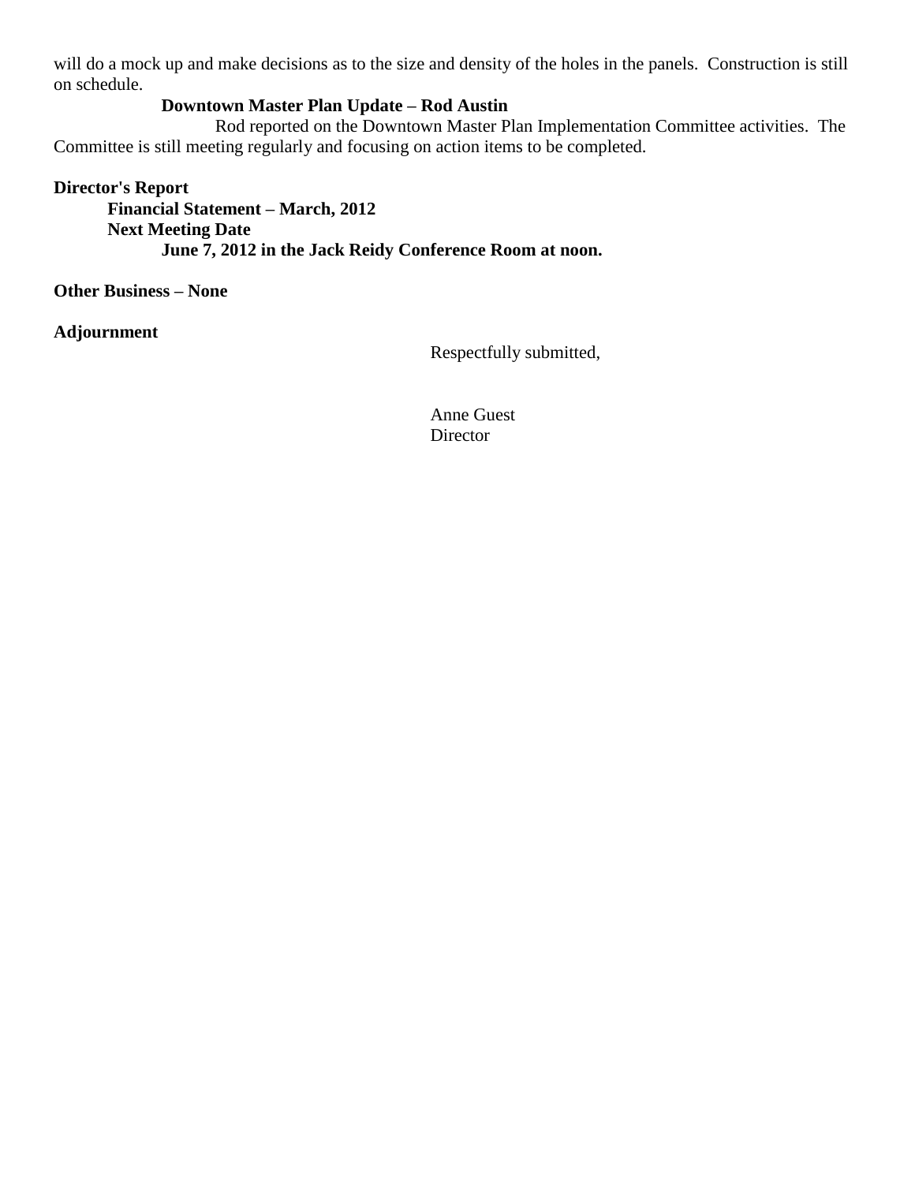will do a mock up and make decisions as to the size and density of the holes in the panels. Construction is still on schedule.

**Downtown Master Plan Update – Rod Austin**

Rod reported on the Downtown Master Plan Implementation Committee activities. The Committee is still meeting regularly and focusing on action items to be completed.

**Director's Report**

**Financial Statement – March, 2012**

**Next Meeting Date**

**June 7, 2012 in the Jack Reidy Conference Room at noon.**

**Other Business – None**

**Adjournment**

Respectfully submitted,

Anne Guest
Director